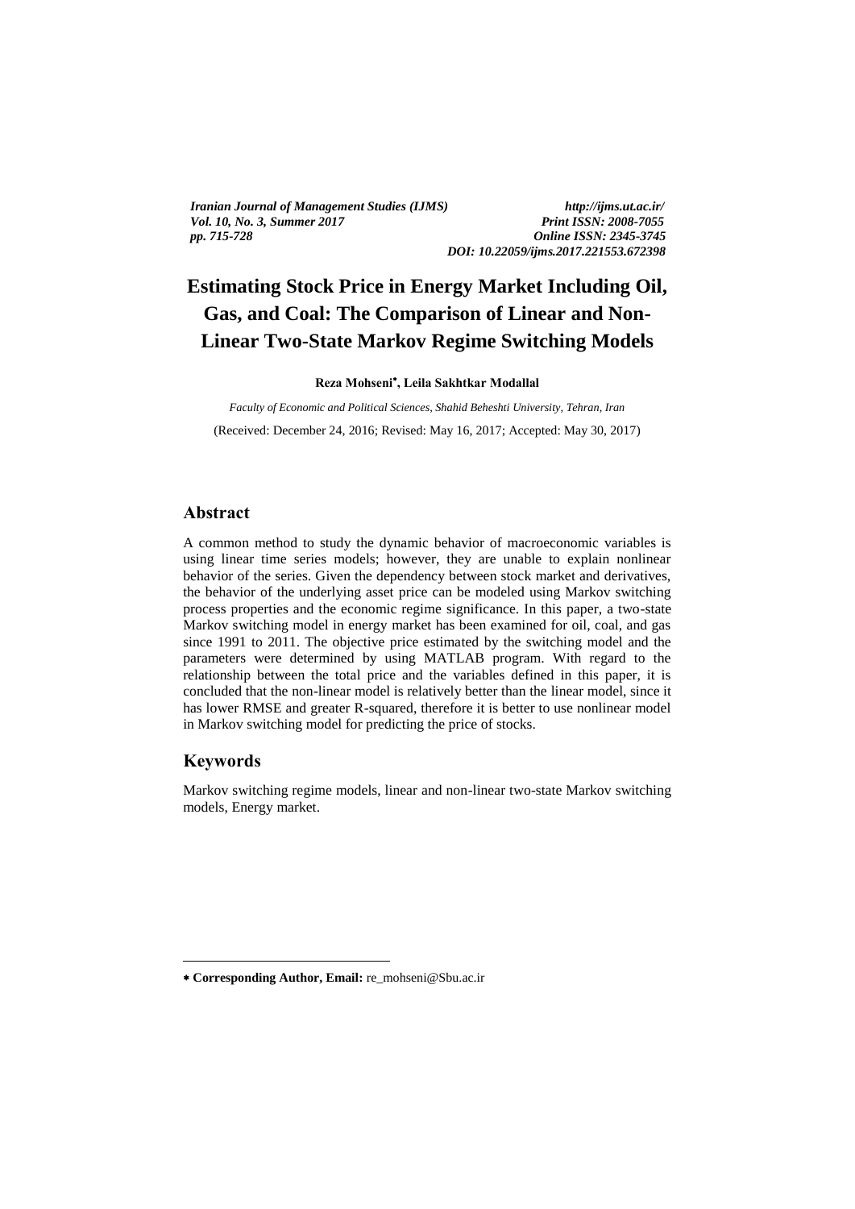# Estimating Stock Price in Energy Market Including Oil, Gas, and Coal: The Comparison of Linear and Non-Linear Two-State Markov Regime Switching Models

**Reza Mohseni***, **Leila Sakhtkar Modallal**

*Faculty of Economic and Political Sciences, Shahid Beheshti University, Tehran, Iran*

(Received: December 24, 2016; Revised: May 16, 2017; Accepted: May 30, 2017)

## Abstract

A common method to study the dynamic behavior of macroeconomic variables is using linear time series models; however, they are unable to explain nonlinear behavior of the series. Given the dependency between stock market and derivatives, the behavior of the underlying asset price can be modeled using Markov switching process properties and the economic regime significance. In this paper, a two-state Markov switching model in energy market has been examined for oil, coal, and gas since 1991 to 2011. The objective price estimated by the switching model and the parameters were determined by using MATLAB program. With regard to the relationship between the total price and the variables defined in this paper, it is concluded that the non-linear model is relatively better than the linear model, since it has lower RMSE and greater R-squared, therefore it is better to use nonlinear model in Markov switching model for predicting the price of stocks.

## Keywords

Markov switching regime models, linear and non-linear two-state Markov switching models, Energy market.

---

* **Corresponding Author, Email:** re_mohseni@Sbu.ac.ir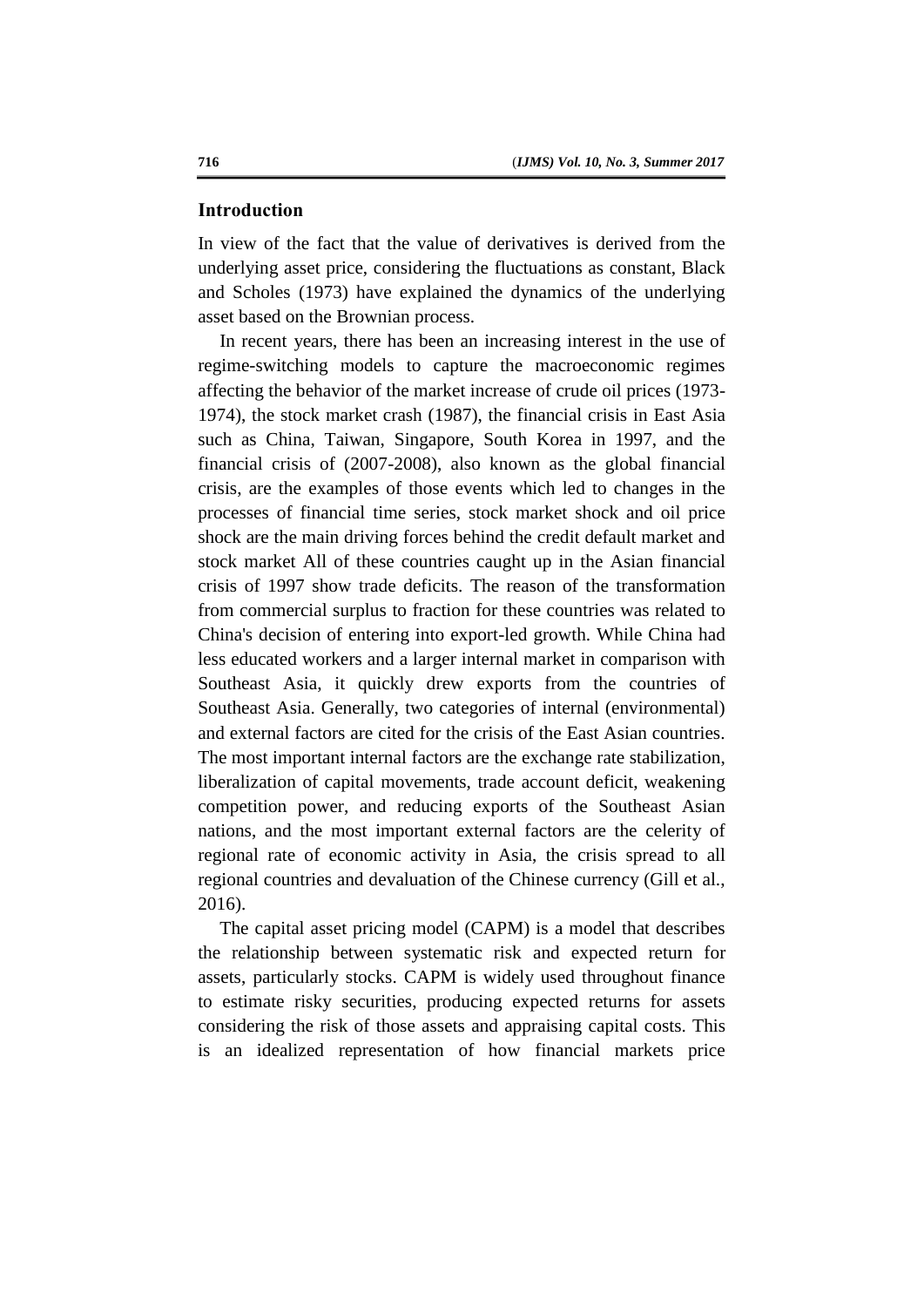## Introduction

In view of the fact that the value of derivatives is derived from the underlying asset price, considering the fluctuations as constant, Black and Scholes (1973) have explained the dynamics of the underlying asset based on the Brownian process.

In recent years, there has been an increasing interest in the use of regime-switching models to capture the macroeconomic regimes affecting the behavior of the market increase of crude oil prices (1973-1974), the stock market crash (1987), the financial crisis in East Asia such as China, Taiwan, Singapore, South Korea in 1997, and the financial crisis of (2007-2008), also known as the global financial crisis, are the examples of those events which led to changes in the processes of financial time series, stock market shock and oil price shock are the main driving forces behind the credit default market and stock market All of these countries caught up in the Asian financial crisis of 1997 show trade deficits. The reason of the transformation from commercial surplus to fraction for these countries was related to China's decision of entering into export-led growth. While China had less educated workers and a larger internal market in comparison with Southeast Asia, it quickly drew exports from the countries of Southeast Asia. Generally, two categories of internal (environmental) and external factors are cited for the crisis of the East Asian countries. The most important internal factors are the exchange rate stabilization, liberalization of capital movements, trade account deficit, weakening competition power, and reducing exports of the Southeast Asian nations, and the most important external factors are the celerity of regional rate of economic activity in Asia, the crisis spread to all regional countries and devaluation of the Chinese currency (Gill et al., 2016).

The capital asset pricing model (CAPM) is a model that describes the relationship between systematic risk and expected return for assets, particularly stocks. CAPM is widely used throughout finance to estimate risky securities, producing expected returns for assets considering the risk of those assets and appraising capital costs. This is an idealized representation of how financial markets price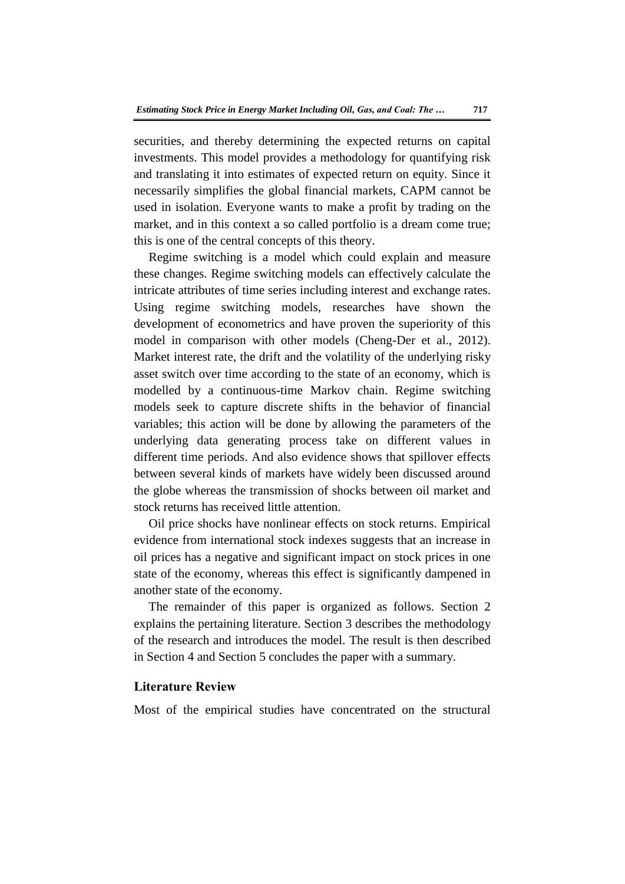securities, and thereby determining the expected returns on capital investments. This model provides a methodology for quantifying risk and translating it into estimates of expected return on equity. Since it necessarily simplifies the global financial markets, CAPM cannot be used in isolation. Everyone wants to make a profit by trading on the market, and in this context a so called portfolio is a dream come true; this is one of the central concepts of this theory.

Regime switching is a model which could explain and measure these changes. Regime switching models can effectively calculate the intricate attributes of time series including interest and exchange rates. Using regime switching models, researches have shown the development of econometrics and have proven the superiority of this model in comparison with other models (Cheng-Der et al., 2012). Market interest rate, the drift and the volatility of the underlying risky asset switch over time according to the state of an economy, which is modelled by a continuous-time Markov chain. Regime switching models seek to capture discrete shifts in the behavior of financial variables; this action will be done by allowing the parameters of the underlying data generating process take on different values in different time periods. And also evidence shows that spillover effects between several kinds of markets have widely been discussed around the globe whereas the transmission of shocks between oil market and stock returns has received little attention.

Oil price shocks have nonlinear effects on stock returns. Empirical evidence from international stock indexes suggests that an increase in oil prices has a negative and significant impact on stock prices in one state of the economy, whereas this effect is significantly dampened in another state of the economy.

The remainder of this paper is organized as follows. Section 2 explains the pertaining literature. Section 3 describes the methodology of the research and introduces the model. The result is then described in Section 4 and Section 5 concludes the paper with a summary.

## Literature Review

Most of the empirical studies have concentrated on the structural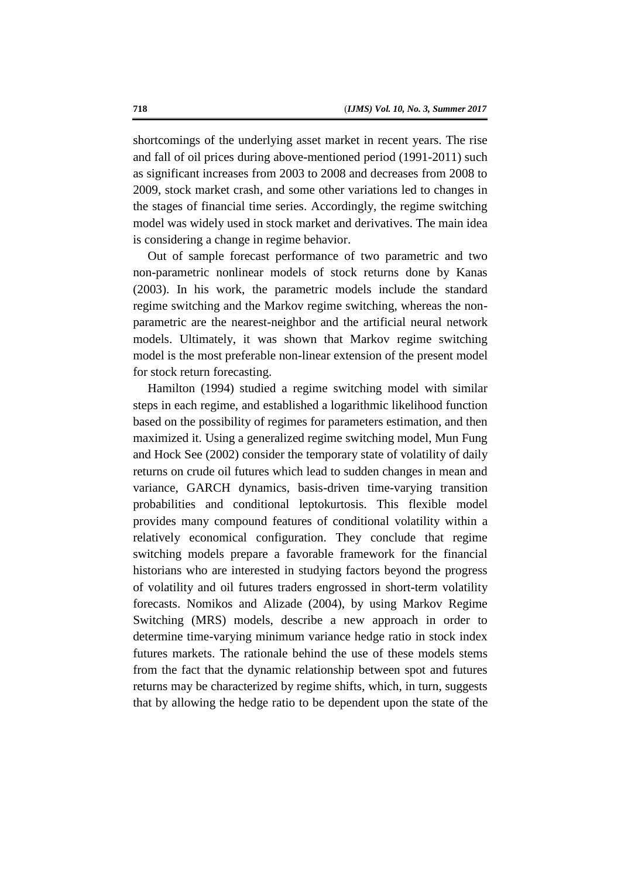shortcomings of the underlying asset market in recent years. The rise and fall of oil prices during above-mentioned period (1991-2011) such as significant increases from 2003 to 2008 and decreases from 2008 to 2009, stock market crash, and some other variations led to changes in the stages of financial time series. Accordingly, the regime switching model was widely used in stock market and derivatives. The main idea is considering a change in regime behavior.

Out of sample forecast performance of two parametric and two non-parametric nonlinear models of stock returns done by Kanas (2003). In his work, the parametric models include the standard regime switching and the Markov regime switching, whereas the non-parametric are the nearest-neighbor and the artificial neural network models. Ultimately, it was shown that Markov regime switching model is the most preferable non-linear extension of the present model for stock return forecasting.

Hamilton (1994) studied a regime switching model with similar steps in each regime, and established a logarithmic likelihood function based on the possibility of regimes for parameters estimation, and then maximized it. Using a generalized regime switching model, Mun Fung and Hock See (2002) consider the temporary state of volatility of daily returns on crude oil futures which lead to sudden changes in mean and variance, GARCH dynamics, basis-driven time-varying transition probabilities and conditional leptokurtosis. This flexible model provides many compound features of conditional volatility within a relatively economical configuration. They conclude that regime switching models prepare a favorable framework for the financial historians who are interested in studying factors beyond the progress of volatility and oil futures traders engrossed in short-term volatility forecasts. Nomikos and Alizade (2004), by using Markov Regime Switching (MRS) models, describe a new approach in order to determine time-varying minimum variance hedge ratio in stock index futures markets. The rationale behind the use of these models stems from the fact that the dynamic relationship between spot and futures returns may be characterized by regime shifts, which, in turn, suggests that by allowing the hedge ratio to be dependent upon the state of the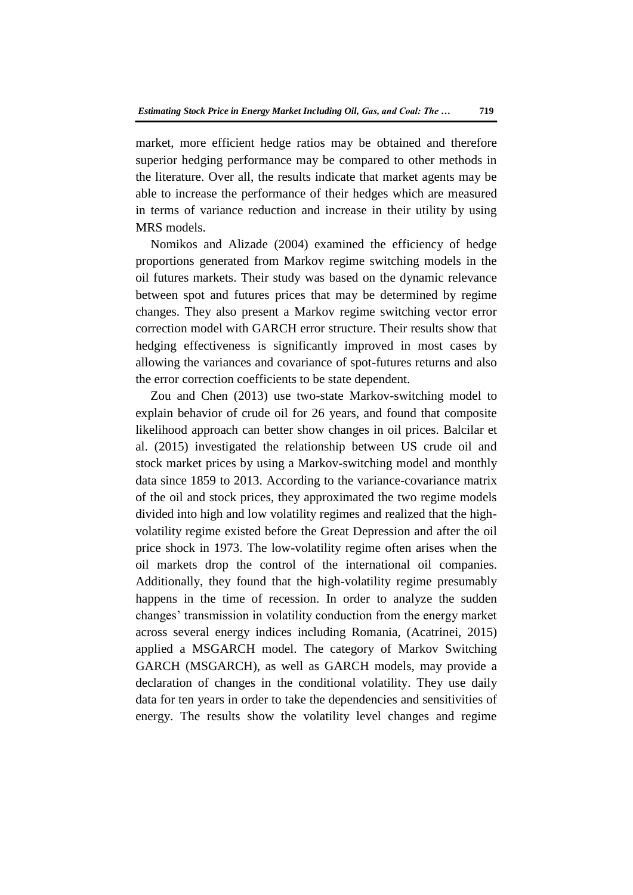market, more efficient hedge ratios may be obtained and therefore superior hedging performance may be compared to other methods in the literature. Over all, the results indicate that market agents may be able to increase the performance of their hedges which are measured in terms of variance reduction and increase in their utility by using MRS models.

Nomikos and Alizade (2004) examined the efficiency of hedge proportions generated from Markov regime switching models in the oil futures markets. Their study was based on the dynamic relevance between spot and futures prices that may be determined by regime changes. They also present a Markov regime switching vector error correction model with GARCH error structure. Their results show that hedging effectiveness is significantly improved in most cases by allowing the variances and covariance of spot-futures returns and also the error correction coefficients to be state dependent.

Zou and Chen (2013) use two-state Markov-switching model to explain behavior of crude oil for 26 years, and found that composite likelihood approach can better show changes in oil prices. Balcilar et al. (2015) investigated the relationship between US crude oil and stock market prices by using a Markov-switching model and monthly data since 1859 to 2013. According to the variance-covariance matrix of the oil and stock prices, they approximated the two regime models divided into high and low volatility regimes and realized that the high-volatility regime existed before the Great Depression and after the oil price shock in 1973. The low-volatility regime often arises when the oil markets drop the control of the international oil companies. Additionally, they found that the high-volatility regime presumably happens in the time of recession. In order to analyze the sudden changes' transmission in volatility conduction from the energy market across several energy indices including Romania, (Acatrinei, 2015) applied a MSGARCH model. The category of Markov Switching GARCH (MSGARCH), as well as GARCH models, may provide a declaration of changes in the conditional volatility. They use daily data for ten years in order to take the dependencies and sensitivities of energy. The results show the volatility level changes and regime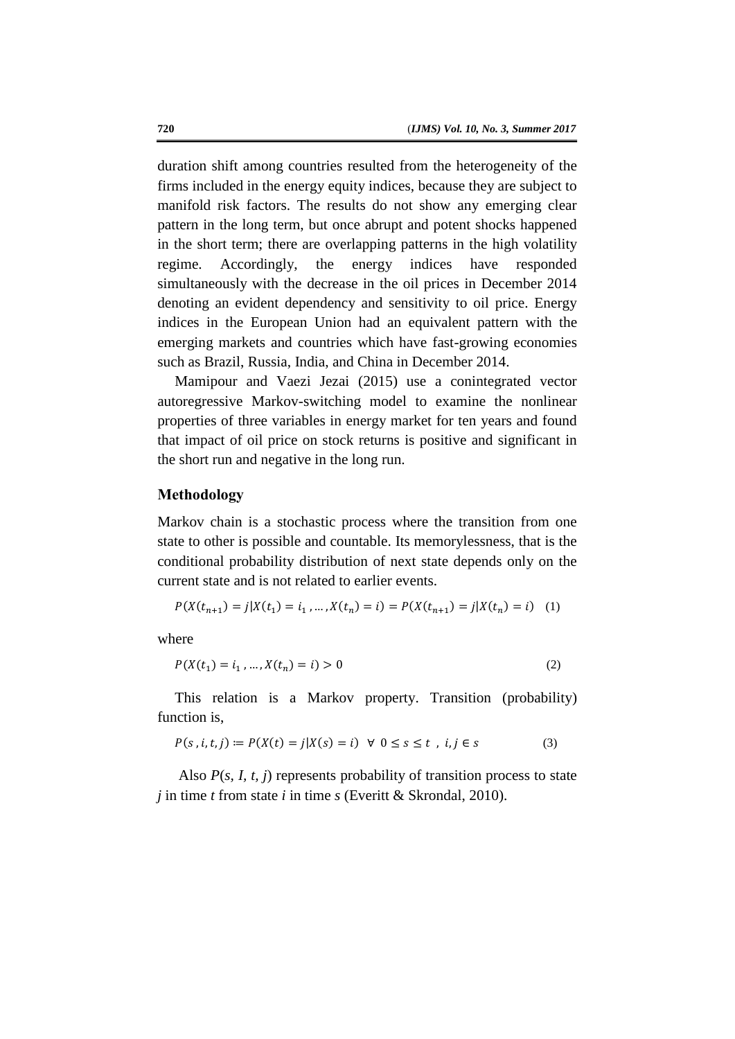duration shift among countries resulted from the heterogeneity of the firms included in the energy equity indices, because they are subject to manifold risk factors. The results do not show any emerging clear pattern in the long term, but once abrupt and potent shocks happened in the short term; there are overlapping patterns in the high volatility regime. Accordingly, the energy indices have responded simultaneously with the decrease in the oil prices in December 2014 denoting an evident dependency and sensitivity to oil price. Energy indices in the European Union had an equivalent pattern with the emerging markets and countries which have fast-growing economies such as Brazil, Russia, India, and China in December 2014.

Mamipour and Vaezi Jezai (2015) use a conintegrated vector autoregressive Markov-switching model to examine the nonlinear properties of three variables in energy market for ten years and found that impact of oil price on stock returns is positive and significant in the short run and negative in the long run.

## Methodology

Markov chain is a stochastic process where the transition from one state to other is possible and countable. Its memorylessness, that is the conditional probability distribution of next state depends only on the current state and is not related to earlier events.

$$P(X(t_{n+1}) = j | X(t_1) = i_1, \dots, X(t_n) = i) = P(X(t_{n+1}) = j | X(t_n) = i) \quad (1)$$

where

$$P(X(t_1) = i_1, \dots, X(t_n) = i) > 0 \quad (2)$$

This relation is a Markov property. Transition (probability) function is,

$$P(s, i, t, j) := P(X(t) = j | X(s) = i) \;\; \forall \;\; 0 \leq s \leq t \;\; , \; i, j \in s \quad (3)$$

Also $P(s, I, t, j)$ represents probability of transition process to state $j$ in time $t$ from state $i$ in time $s$ (Everitt & Skrondal, 2010).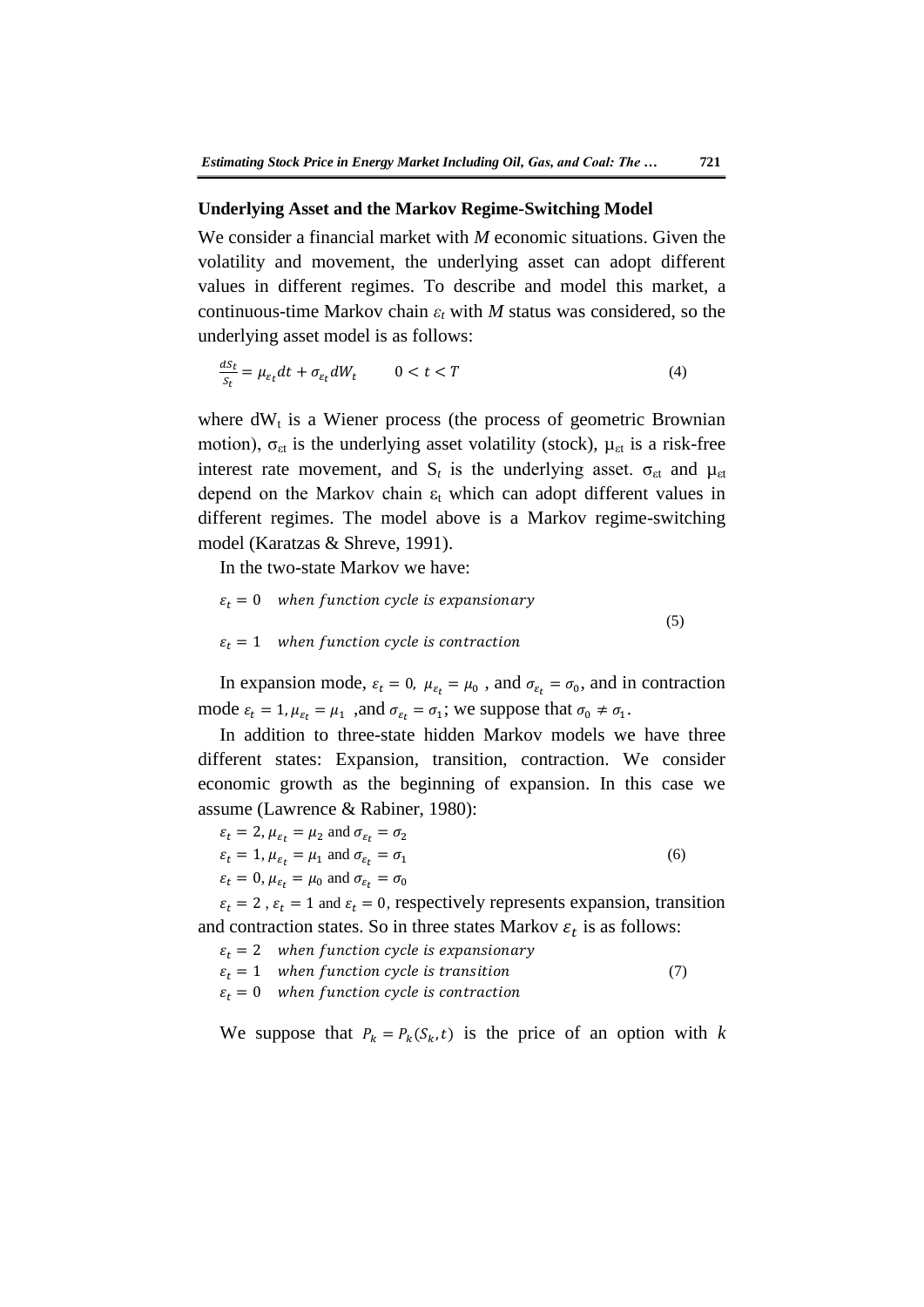### Underlying Asset and the Markov Regime-Switching Model

We consider a financial market with *M* economic situations. Given the volatility and movement, the underlying asset can adopt different values in different regimes. To describe and model this market, a continuous-time Markov chain $\varepsilon_t$ with *M* status was considered, so the underlying asset model is as follows:

$$\frac{dS_t}{S_t} = \mu_{\varepsilon_t} dt + \sigma_{\varepsilon_t} dW_t \qquad 0 < t < T \tag{4}$$

where $dW_t$ is a Wiener process (the process of geometric Brownian motion), $\sigma_{\varepsilon t}$ is the underlying asset volatility (stock), $\mu_{\varepsilon t}$ is a risk-free interest rate movement, and $S_t$ is the underlying asset. $\sigma_{\varepsilon t}$ and $\mu_{\varepsilon t}$ depend on the Markov chain $\varepsilon_t$ which can adopt different values in different regimes. The model above is a Markov regime-switching model (Karatzas & Shreve, 1991).

In the two-state Markov we have:

$$\begin{aligned} &\varepsilon_t = 0 \quad \textit{when function cycle is expansionary} \\ &\varepsilon_t = 1 \quad \textit{when function cycle is contraction} \end{aligned} \tag{5}$$

In expansion mode, $\varepsilon_t = 0$, $\mu_{\varepsilon_t} = \mu_0$ , and $\sigma_{\varepsilon_t} = \sigma_0$, and in contraction mode $\varepsilon_t = 1, \mu_{\varepsilon_t} = \mu_1$ ,and $\sigma_{\varepsilon_t} = \sigma_1$; we suppose that $\sigma_0 \neq \sigma_1$.

In addition to three-state hidden Markov models we have three different states: Expansion, transition, contraction. We consider economic growth as the beginning of expansion. In this case we assume (Lawrence & Rabiner, 1980):

$$\begin{aligned} &\varepsilon_t = 2, \mu_{\varepsilon_t} = \mu_2 \text{ and } \sigma_{\varepsilon_t} = \sigma_2 \\ &\varepsilon_t = 1, \mu_{\varepsilon_t} = \mu_1 \text{ and } \sigma_{\varepsilon_t} = \sigma_1 \\ &\varepsilon_t = 0, \mu_{\varepsilon_t} = \mu_0 \text{ and } \sigma_{\varepsilon_t} = \sigma_0 \end{aligned} \tag{6}$$

$\varepsilon_t = 2$ , $\varepsilon_t = 1$ and $\varepsilon_t = 0$, respectively represents expansion, transition and contraction states. So in three states Markov $\varepsilon_t$ is as follows:

$$\begin{aligned} &\varepsilon_t = 2 \quad \textit{when function cycle is expansionary} \\ &\varepsilon_t = 1 \quad \textit{when function cycle is transition} \\ &\varepsilon_t = 0 \quad \textit{when function cycle is contraction} \end{aligned} \tag{7}$$

We suppose that $P_k = P_k(S_k, t)$ is the price of an option with *k*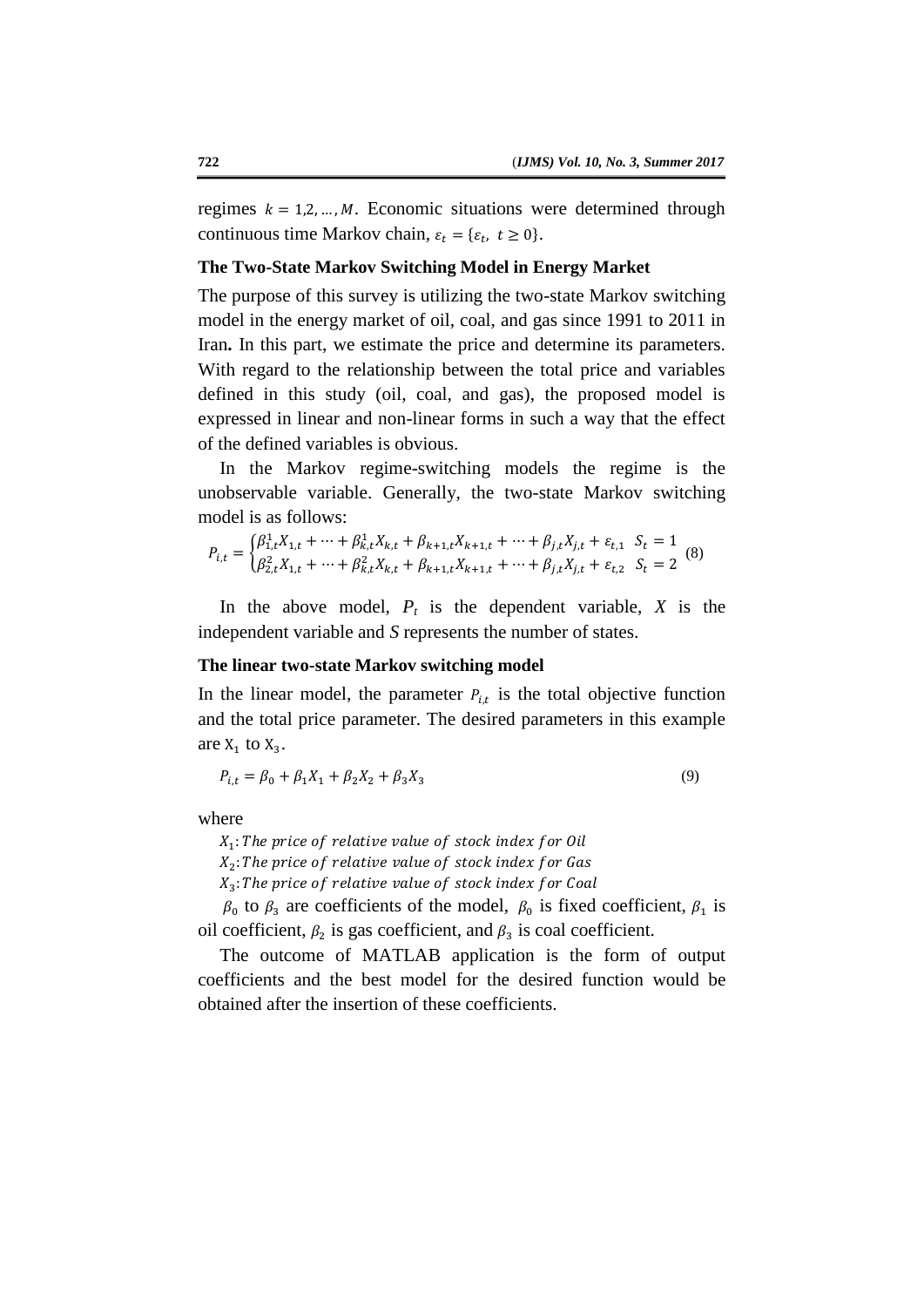regimes $k = 1,2, \ldots, M$. Economic situations were determined through continuous time Markov chain, $\varepsilon_t = \{\varepsilon_t,\ t \geq 0\}$.

### The Two-State Markov Switching Model in Energy Market

The purpose of this survey is utilizing the two-state Markov switching model in the energy market of oil, coal, and gas since 1991 to 2011 in Iran**.** In this part, we estimate the price and determine its parameters. With regard to the relationship between the total price and variables defined in this study (oil, coal, and gas), the proposed model is expressed in linear and non-linear forms in such a way that the effect of the defined variables is obvious.

In the Markov regime-switching models the regime is the unobservable variable. Generally, the two-state Markov switching model is as follows:

$$P_{i,t} = \begin{cases} \beta_{1,t}^{1} X_{1,t} + \cdots + \beta_{k,t}^{1} X_{k,t} + \beta_{k+1,t} X_{k+1,t} + \cdots + \beta_{j,t} X_{j,t} + \varepsilon_{t,1} & S_t = 1 \\ \beta_{2,t}^{2} X_{1,t} + \cdots + \beta_{k,t}^{2} X_{k,t} + \beta_{k+1,t} X_{k+1,t} + \cdots + \beta_{j,t} X_{j,t} + \varepsilon_{t,2} & S_t = 2 \end{cases} \quad (8)$$

In the above model, $P_t$ is the dependent variable, $X$ is the independent variable and $S$ represents the number of states.

### The linear two-state Markov switching model

In the linear model, the parameter $P_{i,t}$ is the total objective function and the total price parameter. The desired parameters in this example are $X_1$ to $X_3$.

$$P_{i,t} = \beta_0 + \beta_1 X_1 + \beta_2 X_2 + \beta_3 X_3 \quad (9)$$

where

$X_1$: *The price of relative value of stock index for Oil*

$X_2$: *The price of relative value of stock index for Gas*

$X_3$: *The price of relative value of stock index for Coal*

$\beta_0$ to $\beta_3$ are coefficients of the model, $\beta_0$ is fixed coefficient, $\beta_1$ is oil coefficient, $\beta_2$ is gas coefficient, and $\beta_3$ is coal coefficient.

The outcome of MATLAB application is the form of output coefficients and the best model for the desired function would be obtained after the insertion of these coefficients.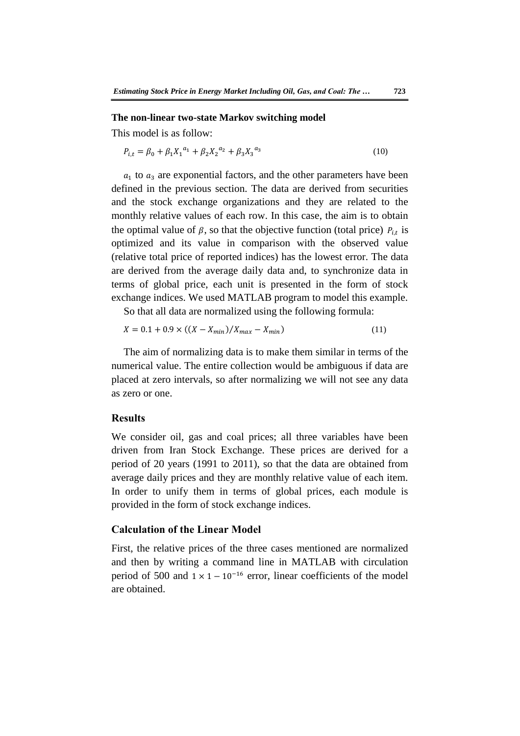### The non-linear two-state Markov switching model

This model is as follow:

$$P_{i,t} = \beta_0 + \beta_1 {X_1}^{a_1} + \beta_2 {X_2}^{a_2} + \beta_3 {X_3}^{a_3} \tag{10}$$

$a_1$ to $a_3$ are exponential factors, and the other parameters have been defined in the previous section. The data are derived from securities and the stock exchange organizations and they are related to the monthly relative values of each row. In this case, the aim is to obtain the optimal value of $\beta$, so that the objective function (total price) $P_{i,t}$ is optimized and its value in comparison with the observed value (relative total price of reported indices) has the lowest error. The data are derived from the average daily data and, to synchronize data in terms of global price, each unit is presented in the form of stock exchange indices. We used MATLAB program to model this example.

So that all data are normalized using the following formula:

$$X = 0.1 + 0.9 \times ((X - X_{min})/X_{max} - X_{min}) \tag{11}$$

The aim of normalizing data is to make them similar in terms of the numerical value. The entire collection would be ambiguous if data are placed at zero intervals, so after normalizing we will not see any data as zero or one.

## Results

We consider oil, gas and coal prices; all three variables have been driven from Iran Stock Exchange. These prices are derived for a period of 20 years (1991 to 2011), so that the data are obtained from average daily prices and they are monthly relative value of each item. In order to unify them in terms of global prices, each module is provided in the form of stock exchange indices.

## Calculation of the Linear Model

First, the relative prices of the three cases mentioned are normalized and then by writing a command line in MATLAB with circulation period of 500 and $1 \times 1 - 10^{-16}$ error, linear coefficients of the model are obtained.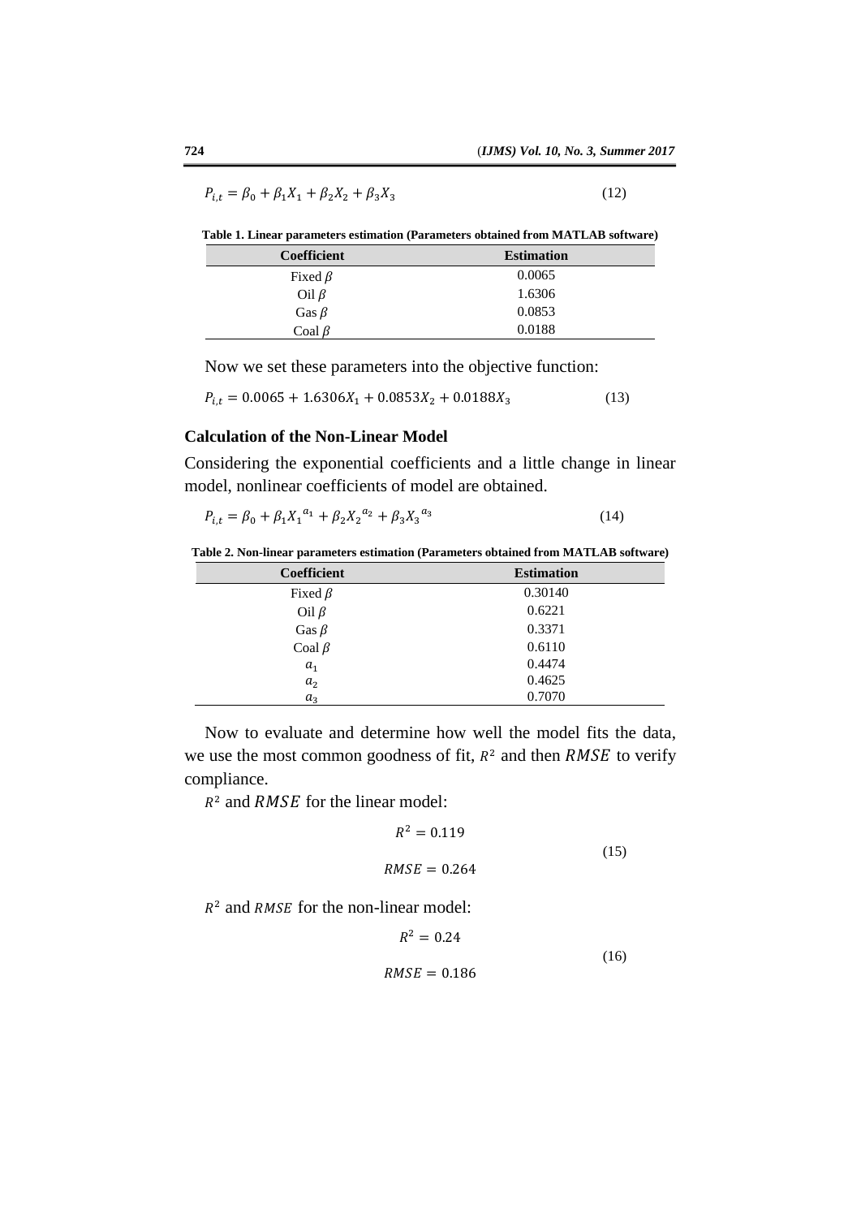$$P_{i,t} = \beta_0 + \beta_1 X_1 + \beta_2 X_2 + \beta_3 X_3 \quad (12)$$

**Table 1. Linear parameters estimation (Parameters obtained from MATLAB software)**

| Coefficient | Estimation |
|---|---|
| Fixed $\beta$ | 0.0065 |
| Oil $\beta$ | 1.6306 |
| Gas $\beta$ | 0.0853 |
| Coal $\beta$ | 0.0188 |

Now we set these parameters into the objective function:

$$P_{i,t} = 0.0065 + 1.6306X_1 + 0.0853X_2 + 0.0188X_3 \quad (13)$$

### Calculation of the Non-Linear Model

Considering the exponential coefficients and a little change in linear model, nonlinear coefficients of model are obtained.

$$P_{i,t} = \beta_0 + \beta_1 {X_1}^{a_1} + \beta_2 {X_2}^{a_2} + \beta_3 {X_3}^{a_3} \quad (14)$$

**Table 2. Non-linear parameters estimation (Parameters obtained from MATLAB software)**

| Coefficient | Estimation |
|---|---|
| Fixed $\beta$ | 0.30140 |
| Oil $\beta$ | 0.6221 |
| Gas $\beta$ | 0.3371 |
| Coal $\beta$ | 0.6110 |
| $a_1$ | 0.4474 |
| $a_2$ | 0.4625 |
| $a_3$ | 0.7070 |

Now to evaluate and determine how well the model fits the data, we use the most common goodness of fit, $R^2$ and then $RMSE$ to verify compliance.

$R^2$ and $RMSE$ for the linear model:

$$R^2 = 0.119$$
$$RMSE = 0.264 \quad (15)$$

$R^2$ and $RMSE$ for the non-linear model:

$$R^2 = 0.24$$
$$RMSE = 0.186 \quad (16)$$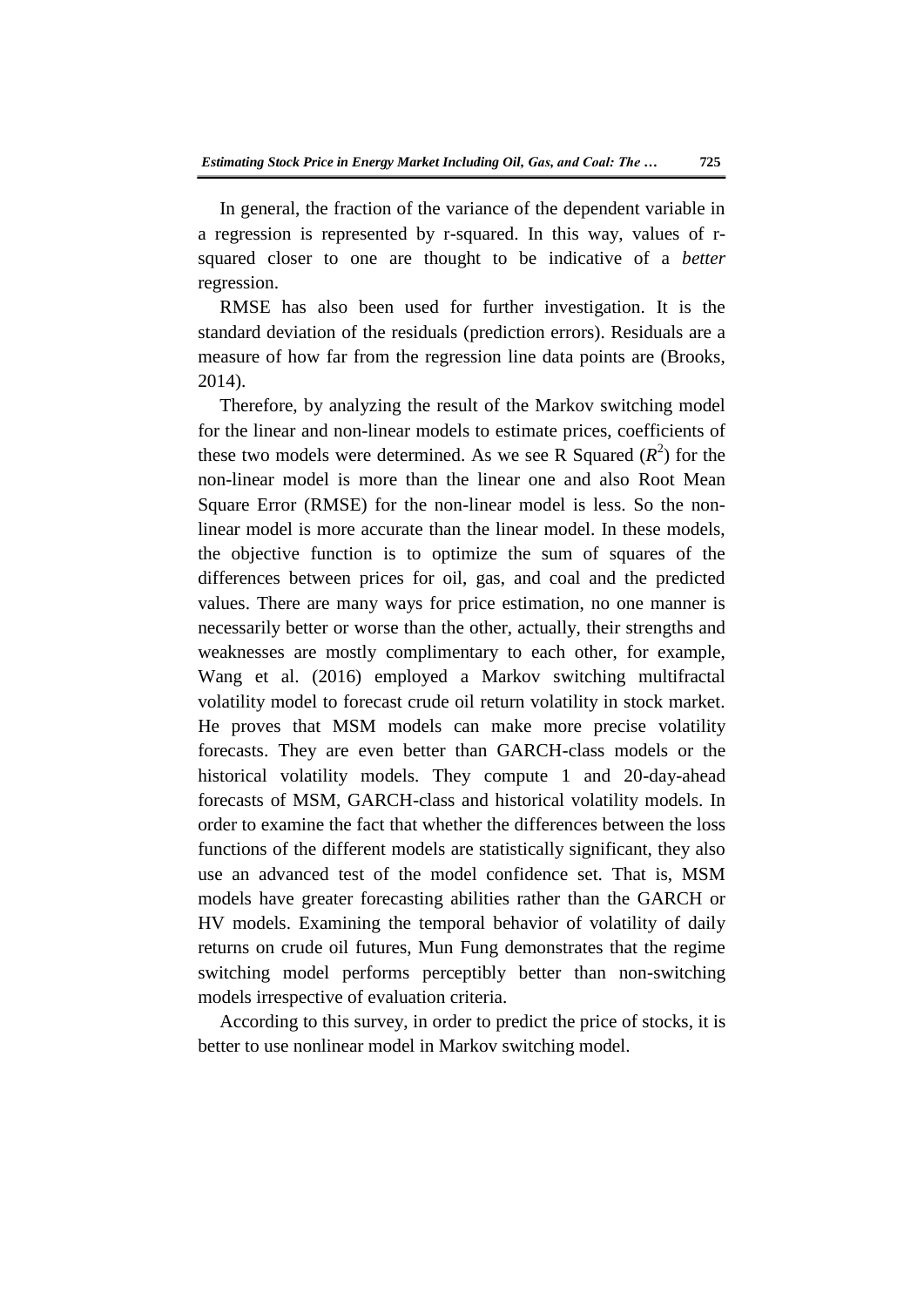In general, the fraction of the variance of the dependent variable in a regression is represented by r-squared. In this way, values of r-squared closer to one are thought to be indicative of a *better* regression.

RMSE has also been used for further investigation. It is the standard deviation of the residuals (prediction errors). Residuals are a measure of how far from the regression line data points are (Brooks, 2014).

Therefore, by analyzing the result of the Markov switching model for the linear and non-linear models to estimate prices, coefficients of these two models were determined. As we see R Squared ($R^2$) for the non-linear model is more than the linear one and also Root Mean Square Error (RMSE) for the non-linear model is less. So the non-linear model is more accurate than the linear model. In these models, the objective function is to optimize the sum of squares of the differences between prices for oil, gas, and coal and the predicted values. There are many ways for price estimation, no one manner is necessarily better or worse than the other, actually, their strengths and weaknesses are mostly complimentary to each other, for example, Wang et al. (2016) employed a Markov switching multifractal volatility model to forecast crude oil return volatility in stock market. He proves that MSM models can make more precise volatility forecasts. They are even better than GARCH-class models or the historical volatility models. They compute 1 and 20-day-ahead forecasts of MSM, GARCH-class and historical volatility models. In order to examine the fact that whether the differences between the loss functions of the different models are statistically significant, they also use an advanced test of the model confidence set. That is, MSM models have greater forecasting abilities rather than the GARCH or HV models. Examining the temporal behavior of volatility of daily returns on crude oil futures, Mun Fung demonstrates that the regime switching model performs perceptibly better than non-switching models irrespective of evaluation criteria.

According to this survey, in order to predict the price of stocks, it is better to use nonlinear model in Markov switching model.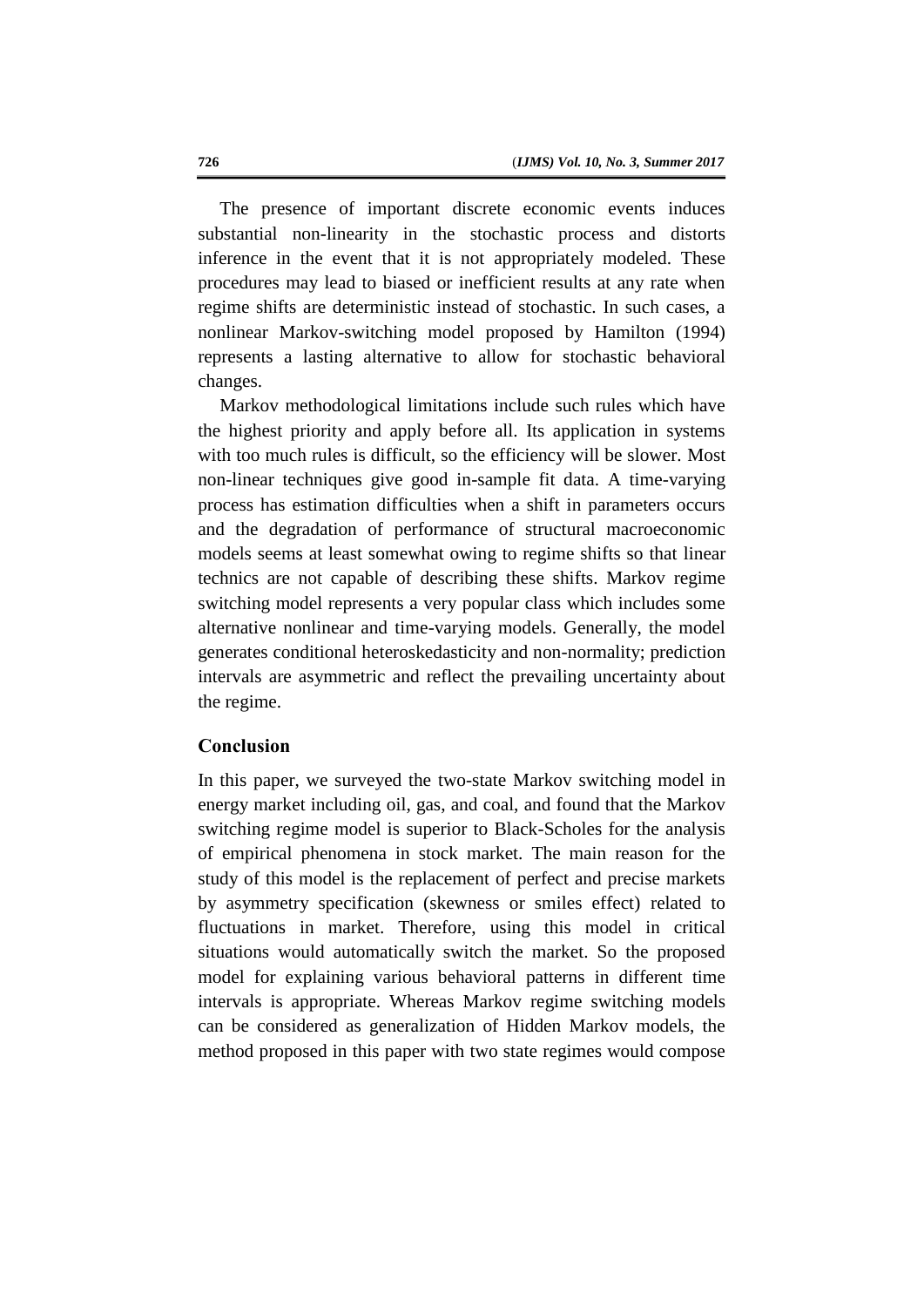The presence of important discrete economic events induces substantial non-linearity in the stochastic process and distorts inference in the event that it is not appropriately modeled. These procedures may lead to biased or inefficient results at any rate when regime shifts are deterministic instead of stochastic. In such cases, a nonlinear Markov-switching model proposed by Hamilton (1994) represents a lasting alternative to allow for stochastic behavioral changes.

Markov methodological limitations include such rules which have the highest priority and apply before all. Its application in systems with too much rules is difficult, so the efficiency will be slower. Most non-linear techniques give good in-sample fit data. A time-varying process has estimation difficulties when a shift in parameters occurs and the degradation of performance of structural macroeconomic models seems at least somewhat owing to regime shifts so that linear technics are not capable of describing these shifts. Markov regime switching model represents a very popular class which includes some alternative nonlinear and time-varying models. Generally, the model generates conditional heteroskedasticity and non-normality; prediction intervals are asymmetric and reflect the prevailing uncertainty about the regime.

## Conclusion

In this paper, we surveyed the two-state Markov switching model in energy market including oil, gas, and coal, and found that the Markov switching regime model is superior to Black-Scholes for the analysis of empirical phenomena in stock market. The main reason for the study of this model is the replacement of perfect and precise markets by asymmetry specification (skewness or smiles effect) related to fluctuations in market. Therefore, using this model in critical situations would automatically switch the market. So the proposed model for explaining various behavioral patterns in different time intervals is appropriate. Whereas Markov regime switching models can be considered as generalization of Hidden Markov models, the method proposed in this paper with two state regimes would compose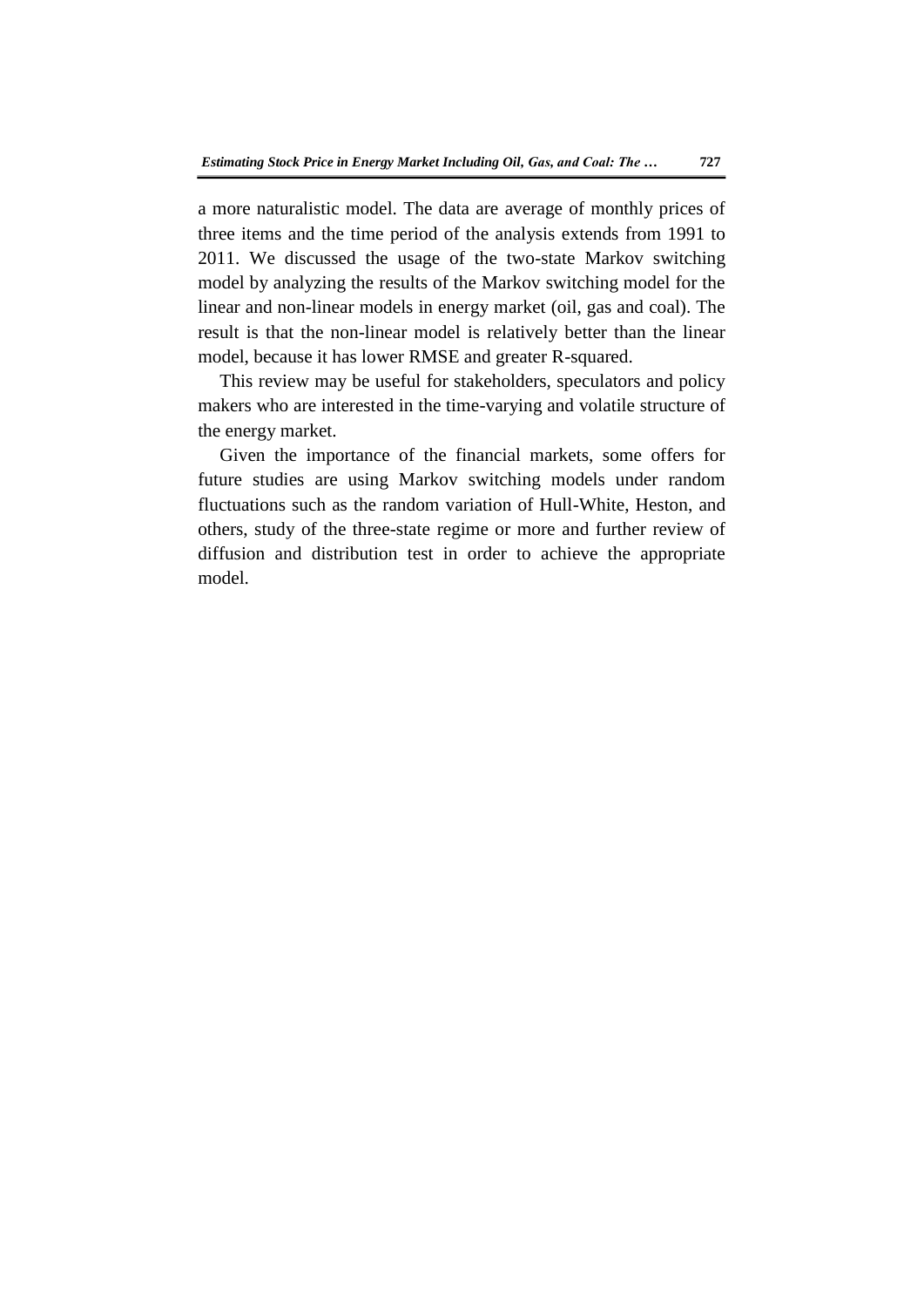a more naturalistic model. The data are average of monthly prices of three items and the time period of the analysis extends from 1991 to 2011. We discussed the usage of the two-state Markov switching model by analyzing the results of the Markov switching model for the linear and non-linear models in energy market (oil, gas and coal). The result is that the non-linear model is relatively better than the linear model, because it has lower RMSE and greater R-squared.

This review may be useful for stakeholders, speculators and policy makers who are interested in the time-varying and volatile structure of the energy market.

Given the importance of the financial markets, some offers for future studies are using Markov switching models under random fluctuations such as the random variation of Hull-White, Heston, and others, study of the three-state regime or more and further review of diffusion and distribution test in order to achieve the appropriate model.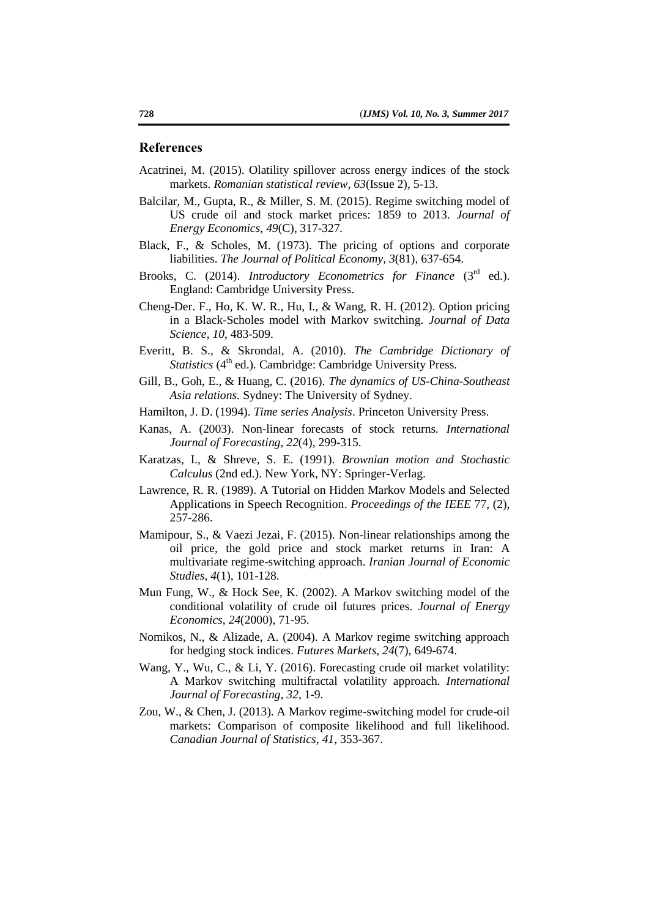## References

Acatrinei, M. (2015). Olatility spillover across energy indices of the stock markets. *Romanian statistical review*, *63*(Issue 2), 5-13.

Balcilar, M., Gupta, R., & Miller, S. M. (2015). Regime switching model of US crude oil and stock market prices: 1859 to 2013. *Journal of Energy Economics*, *49*(C), 317-327.

Black, F., & Scholes, M. (1973). The pricing of options and corporate liabilities. *The Journal of Political Economy*, *3*(81), 637-654.

Brooks, C. (2014). *Introductory Econometrics for Finance* (3rd ed.). England: Cambridge University Press.

Cheng-Der. F., Ho, K. W. R., Hu, I., & Wang, R. H. (2012). Option pricing in a Black-Scholes model with Markov switching. *Journal of Data Science*, *10*, 483-509.

Everitt, B. S., & Skrondal, A. (2010). *The Cambridge Dictionary of Statistics* (4th ed.). Cambridge: Cambridge University Press.

Gill, B., Goh, E., & Huang, C. (2016). *The dynamics of US-China-Southeast Asia relations.* Sydney: The University of Sydney.

Hamilton, J. D. (1994). *Time series Analysis*. Princeton University Press.

Kanas, A. (2003). Non-linear forecasts of stock returns. *International Journal of Forecasting*, *22*(4), 299-315.

Karatzas, I., & Shreve, S. E. (1991). *Brownian motion and Stochastic Calculus* (2nd ed.). New York, NY: Springer-Verlag.

Lawrence, R. R. (1989). A Tutorial on Hidden Markov Models and Selected Applications in Speech Recognition. *Proceedings of the IEEE* 77, (2), 257-286.

Mamipour, S., & Vaezi Jezai, F. (2015). Non-linear relationships among the oil price, the gold price and stock market returns in Iran: A multivariate regime-switching approach. *Iranian Journal of Economic Studies*, *4*(1), 101-128.

Mun Fung, W., & Hock See, K. (2002). A Markov switching model of the conditional volatility of crude oil futures prices. *Journal of Energy Economics*, *24*(2000), 71-95.

Nomikos, N., & Alizade, A. (2004). A Markov regime switching approach for hedging stock indices. *Futures Markets*, *24*(7), 649-674.

Wang, Y., Wu, C., & Li, Y. (2016). Forecasting crude oil market volatility: A Markov switching multifractal volatility approach. *International Journal of Forecasting*, *32*, 1-9.

Zou, W., & Chen, J. (2013). A Markov regime-switching model for crude-oil markets: Comparison of composite likelihood and full likelihood. *Canadian Journal of Statistics*, *41*, 353-367.